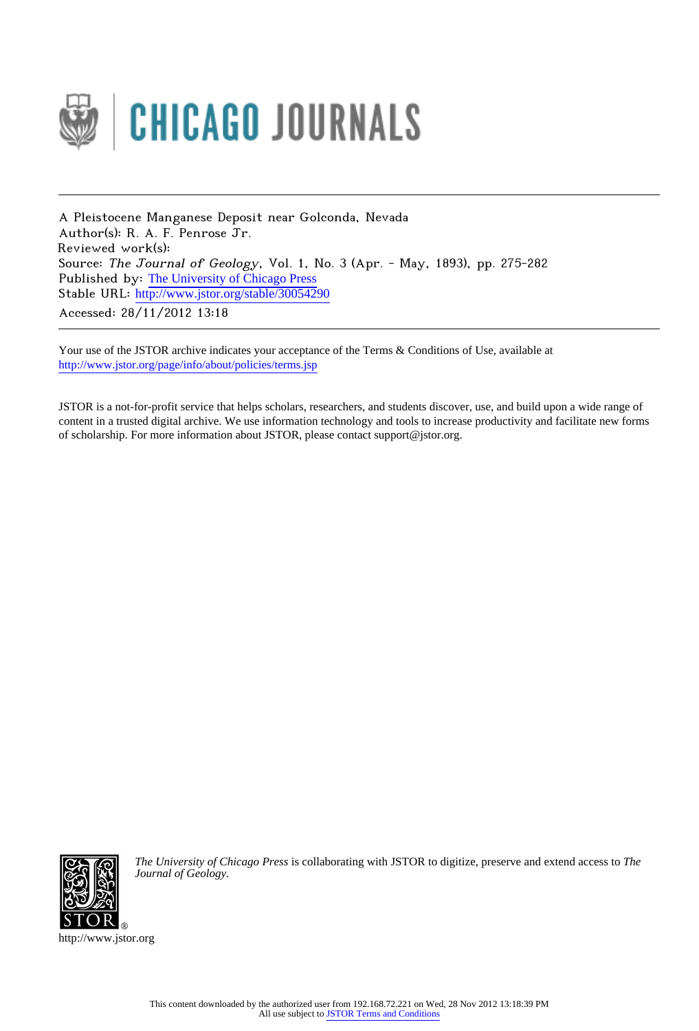CHICAGO JOURNALS

A Pleistocene Manganese Deposit near Golconda, Nevada
Author(s): R. A. F. Penrose Jr.
Reviewed work(s):
Source: *The Journal of Geology*, Vol. 1, No. 3 (Apr. - May, 1893), pp. 275-282
Published by: The University of Chicago Press
Stable URL: http://www.jstor.org/stable/30054290
Accessed: 28/11/2012 13:18

Your use of the JSTOR archive indicates your acceptance of the Terms & Conditions of Use, available at
http://www.jstor.org/page/info/about/policies/terms.jsp

JSTOR is a not-for-profit service that helps scholars, researchers, and students discover, use, and build upon a wide range of content in a trusted digital archive. We use information technology and tools to increase productivity and facilitate new forms of scholarship. For more information about JSTOR, please contact support@jstor.org.

*The University of Chicago Press* is collaborating with JSTOR to digitize, preserve and extend access to *The Journal of Geology*.

http://www.jstor.org

This content downloaded by the authorized user from 192.168.72.221 on Wed, 28 Nov 2012 13:18:39 PM
All use subject to JSTOR Terms and Conditions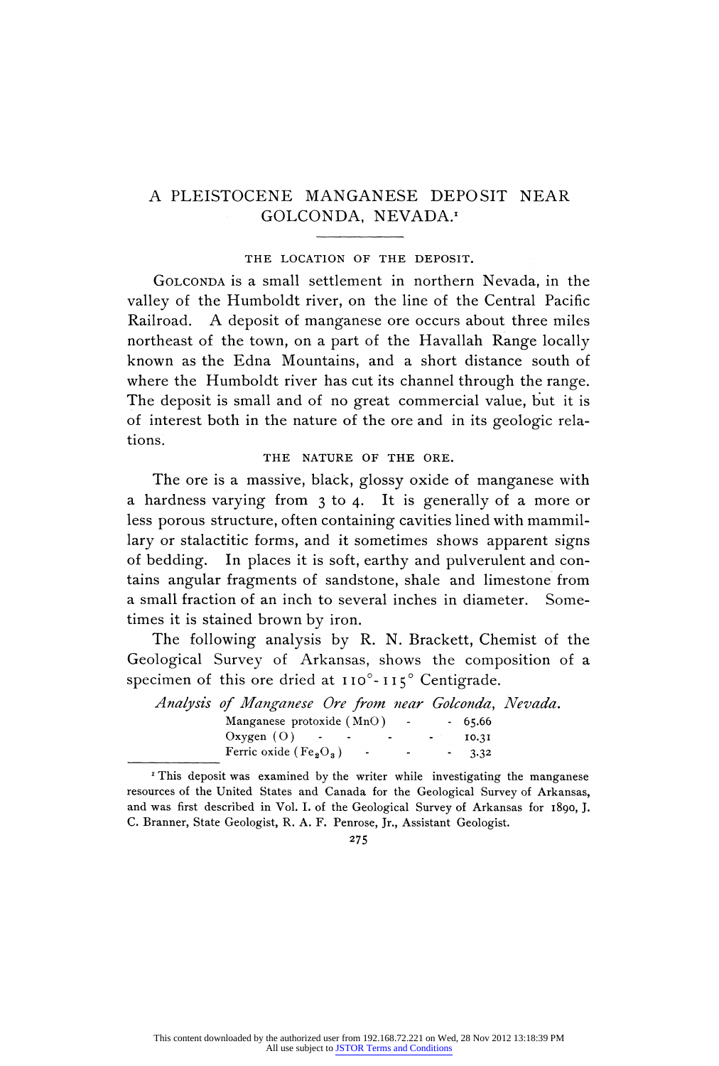# A PLEISTOCENE MANGANESE DEPOSIT NEAR GOLCONDA, NEVADA.[1]

## THE LOCATION OF THE DEPOSIT.

GOLCONDA is a small settlement in northern Nevada, in the valley of the Humboldt river, on the line of the Central Pacific Railroad. A deposit of manganese ore occurs about three miles northeast of the town, on a part of the Havallah Range locally known as the Edna Mountains, and a short distance south of where the Humboldt river has cut its channel through the range. The deposit is small and of no great commercial value, but it is of interest both in the nature of the ore and in its geologic relations.

## THE NATURE OF THE ORE.

The ore is a massive, black, glossy oxide of manganese with a hardness varying from 3 to 4. It is generally of a more or less porous structure, often containing cavities lined with mammillary or stalactitic forms, and it sometimes shows apparent signs of bedding. In places it is soft, earthy and pulverulent and contains angular fragments of sandstone, shale and limestone from a small fraction of an inch to several inches in diameter. Sometimes it is stained brown by iron.

The following analysis by R. N. Brackett, Chemist of the Geological Survey of Arkansas, shows the composition of a specimen of this ore dried at 110°-115° Centigrade.

*Analysis of Manganese Ore from near Golconda, Nevada.*

| | |
|---|---|
| Manganese protoxide ($MnO$) | 65.66 |
| Oxygen ($O$) | 10.31 |
| Ferric oxide ($Fe_2O_3$) | 3.32 |

[1] This deposit was examined by the writer while investigating the manganese resources of the United States and Canada for the Geological Survey of Arkansas, and was first described in Vol. I. of the Geological Survey of Arkansas for 1890, J. C. Branner, State Geologist, R. A. F. Penrose, Jr., Assistant Geologist.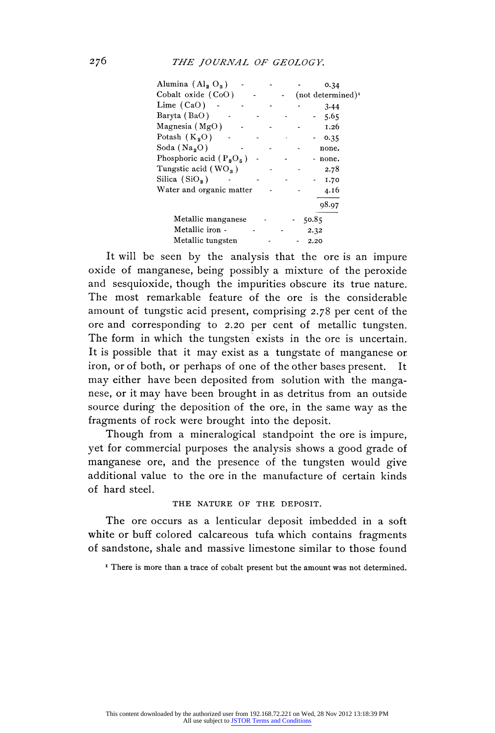| | |
|---|---|
| Alumina ($Al_2O_3$) | 0.34 |
| Cobalt oxide ($CoO$) | (not determined)[1] |
| Lime ($CaO$) | 3.44 |
| Baryta ($BaO$) | 5.65 |
| Magnesia ($MgO$) | 1.26 |
| Potash ($K_2O$) | 0.35 |
| Soda ($Na_2O$) | none. |
| Phosphoric acid ($P_2O_5$) | none. |
| Tungstic acid ($WO_3$) | 2.78 |
| Silica ($SiO_2$) | 1.70 |
| Water and organic matter | 4.16 |
| | 98.97 |

| | |
|---|---|
| Metallic manganese | 50.85 |
| Metallic iron | 2.32 |
| Metallic tungsten | 2.20 |

It will be seen by the analysis that the ore is an impure oxide of manganese, being possibly a mixture of the peroxide and sesquioxide, though the impurities obscure its true nature. The most remarkable feature of the ore is the considerable amount of tungstic acid present, comprising 2.78 per cent of the ore and corresponding to 2.20 per cent of metallic tungsten. The form in which the tungsten exists in the ore is uncertain. It is possible that it may exist as a tungstate of manganese or iron, or of both, or perhaps of one of the other bases present. It may either have been deposited from solution with the manganese, or it may have been brought in as detritus from an outside source during the deposition of the ore, in the same way as the fragments of rock were brought into the deposit.

Though from a mineralogical standpoint the ore is impure, yet for commercial purposes the analysis shows a good grade of manganese ore, and the presence of the tungsten would give additional value to the ore in the manufacture of certain kinds of hard steel.

## THE NATURE OF THE DEPOSIT.

The ore occurs as a lenticular deposit imbedded in a soft white or buff colored calcareous tufa which contains fragments of sandstone, shale and massive limestone similar to those found

[1] There is more than a trace of cobalt present but the amount was not determined.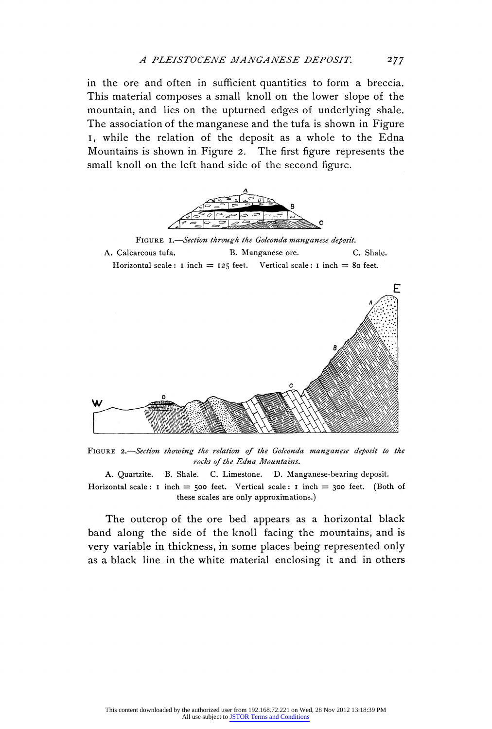in the ore and often in sufficient quantities to form a breccia. This material composes a small knoll on the lower slope of the mountain, and lies on the upturned edges of underlying shale. The association of the manganese and the tufa is shown in Figure 1, while the relation of the deposit as a whole to the Edna Mountains is shown in Figure 2. The first figure represents the small knoll on the left hand side of the second figure.

FIGURE 1.—*Section through the Golconda manganese deposit.*

A. Calcareous tufa. B. Manganese ore. C. Shale.

Horizontal scale: 1 inch = 125 feet. Vertical scale: 1 inch = 80 feet.

FIGURE 2.—*Section showing the relation of the Golconda manganese deposit to the rocks of the Edna Mountains.*

A. Quartzite. B. Shale. C. Limestone. D. Manganese-bearing deposit.

Horizontal scale: 1 inch = 500 feet. Vertical scale: 1 inch = 300 feet. (Both of these scales are only approximations.)

The outcrop of the ore bed appears as a horizontal black band along the side of the knoll facing the mountains, and is very variable in thickness, in some places being represented only as a black line in the white material enclosing it and in others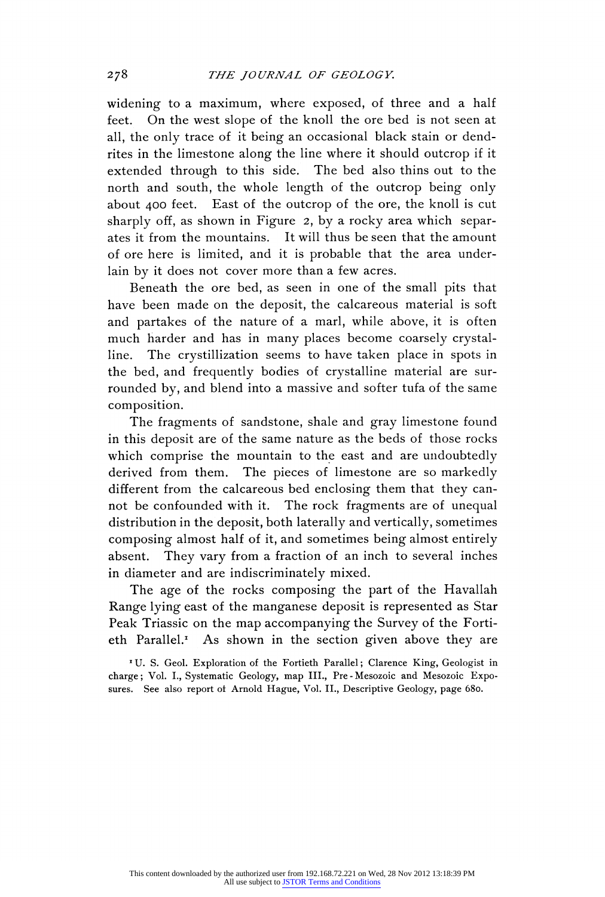widening to a maximum, where exposed, of three and a half feet. On the west slope of the knoll the ore bed is not seen at all, the only trace of it being an occasional black stain or dendrites in the limestone along the line where it should outcrop if it extended through to this side. The bed also thins out to the north and south, the whole length of the outcrop being only about 400 feet. East of the outcrop of the ore, the knoll is cut sharply off, as shown in Figure 2, by a rocky area which separates it from the mountains. It will thus be seen that the amount of ore here is limited, and it is probable that the area underlain by it does not cover more than a few acres.

Beneath the ore bed, as seen in one of the small pits that have been made on the deposit, the calcareous material is soft and partakes of the nature of a marl, while above, it is often much harder and has in many places become coarsely crystalline. The crystillization seems to have taken place in spots in the bed, and frequently bodies of crystalline material are surrounded by, and blend into a massive and softer tufa of the same composition.

The fragments of sandstone, shale and gray limestone found in this deposit are of the same nature as the beds of those rocks which comprise the mountain to the east and are undoubtedly derived from them. The pieces of limestone are so markedly different from the calcareous bed enclosing them that they cannot be confounded with it. The rock fragments are of unequal distribution in the deposit, both laterally and vertically, sometimes composing almost half of it, and sometimes being almost entirely absent. They vary from a fraction of an inch to several inches in diameter and are indiscriminately mixed.

The age of the rocks composing the part of the Havallah Range lying east of the manganese deposit is represented as Star Peak Triassic on the map accompanying the Survey of the Fortieth Parallel.[1] As shown in the section given above they are

[1] U. S. Geol. Exploration of the Fortieth Parallel; Clarence King, Geologist in charge; Vol. I., Systematic Geology, map III., Pre-Mesozoic and Mesozoic Exposures. See also report of Arnold Hague, Vol. II., Descriptive Geology, page 680.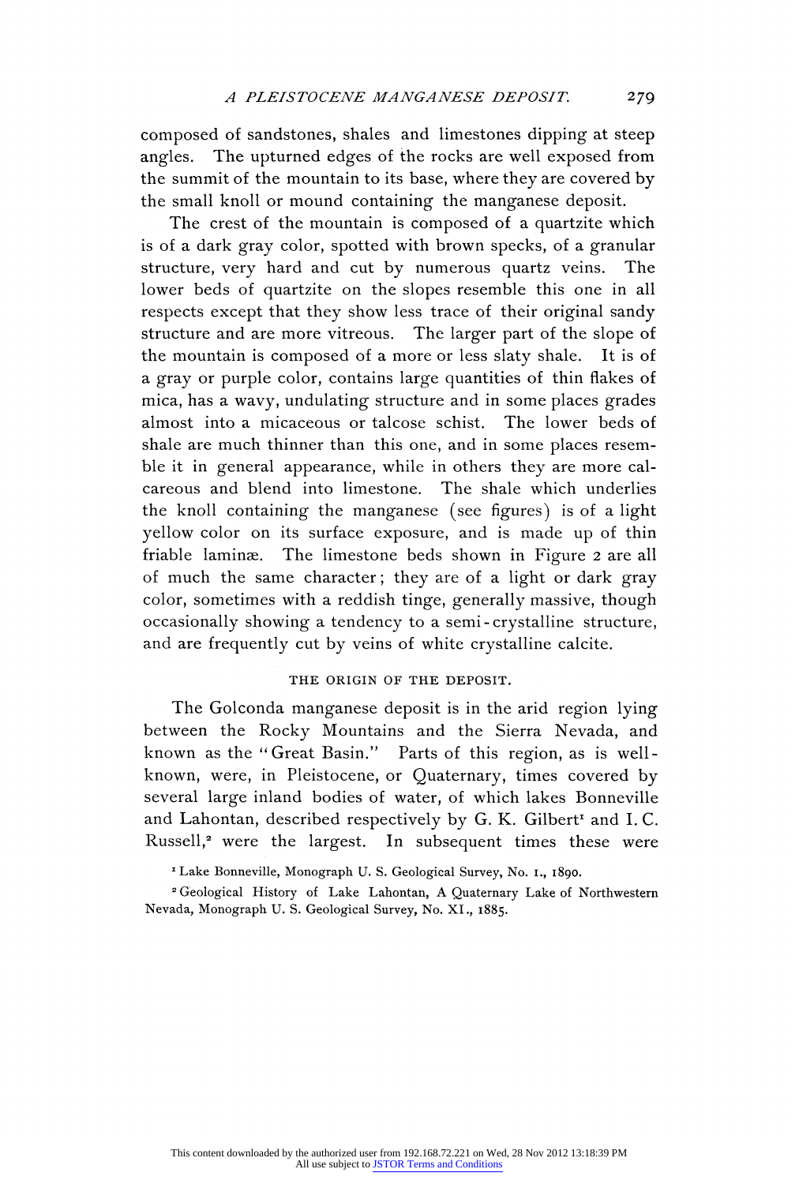composed of sandstones, shales and limestones dipping at steep angles. The upturned edges of the rocks are well exposed from the summit of the mountain to its base, where they are covered by the small knoll or mound containing the manganese deposit.

The crest of the mountain is composed of a quartzite which is of a dark gray color, spotted with brown specks, of a granular structure, very hard and cut by numerous quartz veins. The lower beds of quartzite on the slopes resemble this one in all respects except that they show less trace of their original sandy structure and are more vitreous. The larger part of the slope of the mountain is composed of a more or less slaty shale. It is of a gray or purple color, contains large quantities of thin flakes of mica, has a wavy, undulating structure and in some places grades almost into a micaceous or talcose schist. The lower beds of shale are much thinner than this one, and in some places resemble it in general appearance, while in others they are more calcareous and blend into limestone. The shale which underlies the knoll containing the manganese (see figures) is of a light yellow color on its surface exposure, and is made up of thin friable laminæ. The limestone beds shown in Figure 2 are all of much the same character; they are of a light or dark gray color, sometimes with a reddish tinge, generally massive, though occasionally showing a tendency to a semi-crystalline structure, and are frequently cut by veins of white crystalline calcite.

### THE ORIGIN OF THE DEPOSIT.

The Golconda manganese deposit is in the arid region lying between the Rocky Mountains and the Sierra Nevada, and known as the "Great Basin." Parts of this region, as is well-known, were, in Pleistocene, or Quaternary, times covered by several large inland bodies of water, of which lakes Bonneville and Lahontan, described respectively by G. K. Gilbert[1] and I. C. Russell,[2] were the largest. In subsequent times these were

[1] Lake Bonneville, Monograph U. S. Geological Survey, No. I., 1890.

[2] Geological History of Lake Lahontan, A Quaternary Lake of Northwestern Nevada, Monograph U. S. Geological Survey, No. XI., 1885.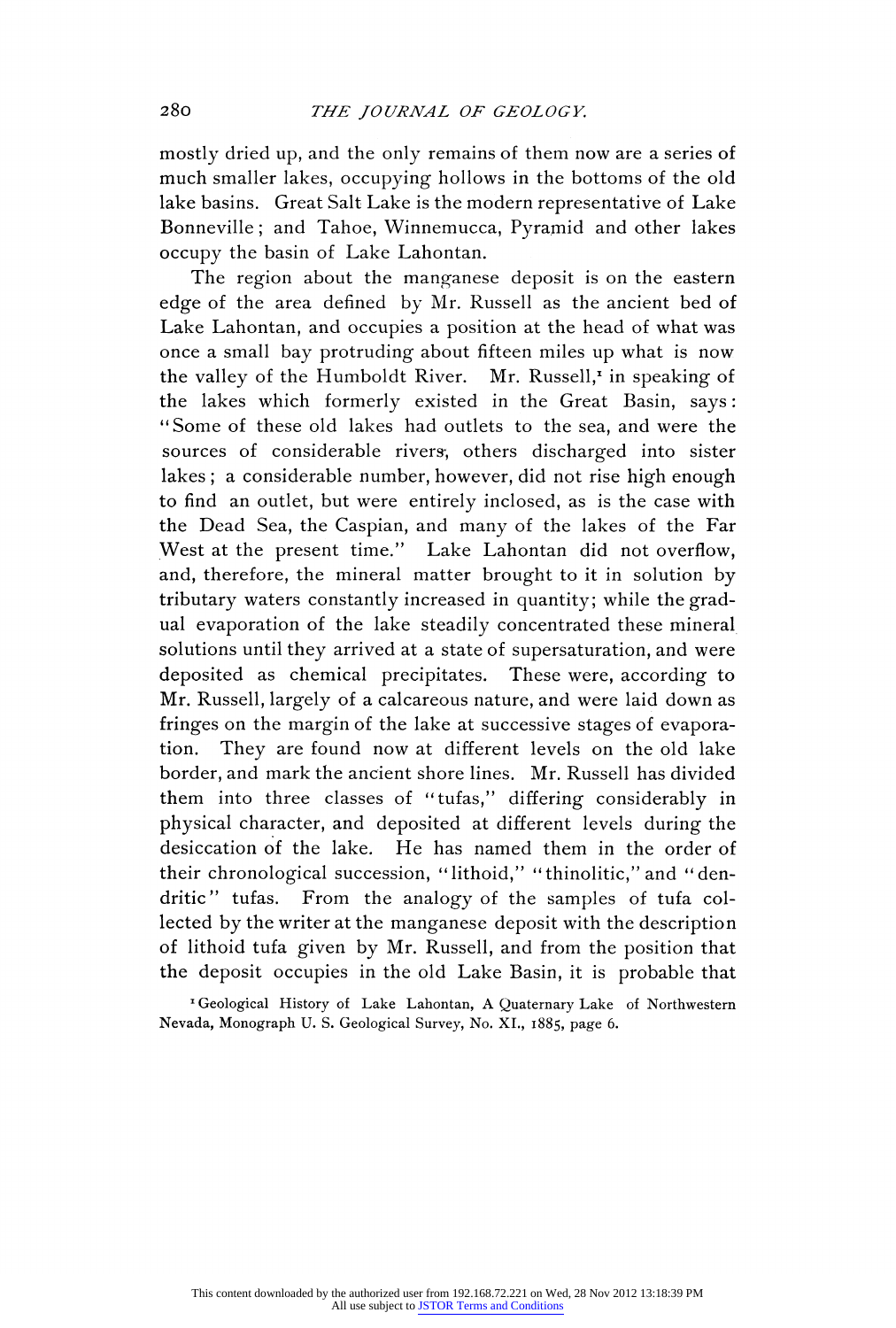mostly dried up, and the only remains of them now are a series of much smaller lakes, occupying hollows in the bottoms of the old lake basins. Great Salt Lake is the modern representative of Lake Bonneville; and Tahoe, Winnemucca, Pyramid and other lakes occupy the basin of Lake Lahontan.

The region about the manganese deposit is on the eastern edge of the area defined by Mr. Russell as the ancient bed of Lake Lahontan, and occupies a position at the head of what was once a small bay protruding about fifteen miles up what is now the valley of the Humboldt River. Mr. Russell,[1] in speaking of the lakes which formerly existed in the Great Basin, says: "Some of these old lakes had outlets to the sea, and were the sources of considerable rivers, others discharged into sister lakes; a considerable number, however, did not rise high enough to find an outlet, but were entirely inclosed, as is the case with the Dead Sea, the Caspian, and many of the lakes of the Far West at the present time." Lake Lahontan did not overflow, and, therefore, the mineral matter brought to it in solution by tributary waters constantly increased in quantity; while the gradual evaporation of the lake steadily concentrated these mineral solutions until they arrived at a state of supersaturation, and were deposited as chemical precipitates. These were, according to Mr. Russell, largely of a calcareous nature, and were laid down as fringes on the margin of the lake at successive stages of evaporation. They are found now at different levels on the old lake border, and mark the ancient shore lines. Mr. Russell has divided them into three classes of "tufas," differing considerably in physical character, and deposited at different levels during the desiccation of the lake. He has named them in the order of their chronological succession, "lithoid," "thinolitic," and "dendritic" tufas. From the analogy of the samples of tufa collected by the writer at the manganese deposit with the description of lithoid tufa given by Mr. Russell, and from the position that the deposit occupies in the old Lake Basin, it is probable that

[1] Geological History of Lake Lahontan, A Quaternary Lake of Northwestern Nevada, Monograph U. S. Geological Survey, No. XI., 1885, page 6.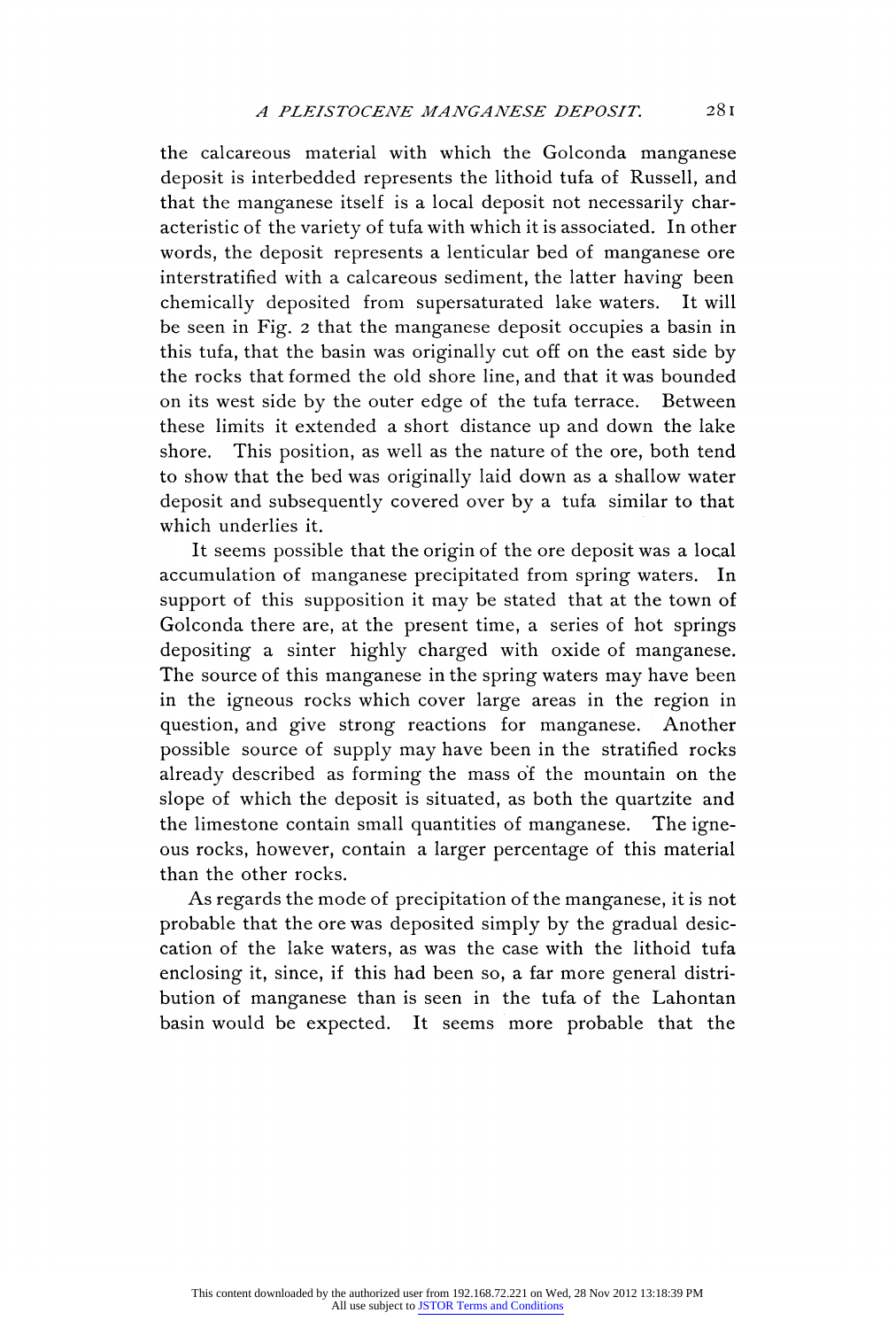the calcareous material with which the Golconda manganese deposit is interbedded represents the lithoid tufa of Russell, and that the manganese itself is a local deposit not necessarily characteristic of the variety of tufa with which it is associated. In other words, the deposit represents a lenticular bed of manganese ore interstratified with a calcareous sediment, the latter having been chemically deposited from supersaturated lake waters. It will be seen in Fig. 2 that the manganese deposit occupies a basin in this tufa, that the basin was originally cut off on the east side by the rocks that formed the old shore line, and that it was bounded on its west side by the outer edge of the tufa terrace. Between these limits it extended a short distance up and down the lake shore. This position, as well as the nature of the ore, both tend to show that the bed was originally laid down as a shallow water deposit and subsequently covered over by a tufa similar to that which underlies it.

It seems possible that the origin of the ore deposit was a local accumulation of manganese precipitated from spring waters. In support of this supposition it may be stated that at the town of Golconda there are, at the present time, a series of hot springs depositing a sinter highly charged with oxide of manganese. The source of this manganese in the spring waters may have been in the igneous rocks which cover large areas in the region in question, and give strong reactions for manganese. Another possible source of supply may have been in the stratified rocks already described as forming the mass of the mountain on the slope of which the deposit is situated, as both the quartzite and the limestone contain small quantities of manganese. The igneous rocks, however, contain a larger percentage of this material than the other rocks.

As regards the mode of precipitation of the manganese, it is not probable that the ore was deposited simply by the gradual desiccation of the lake waters, as was the case with the lithoid tufa enclosing it, since, if this had been so, a far more general distribution of manganese than is seen in the tufa of the Lahontan basin would be expected. It seems more probable that the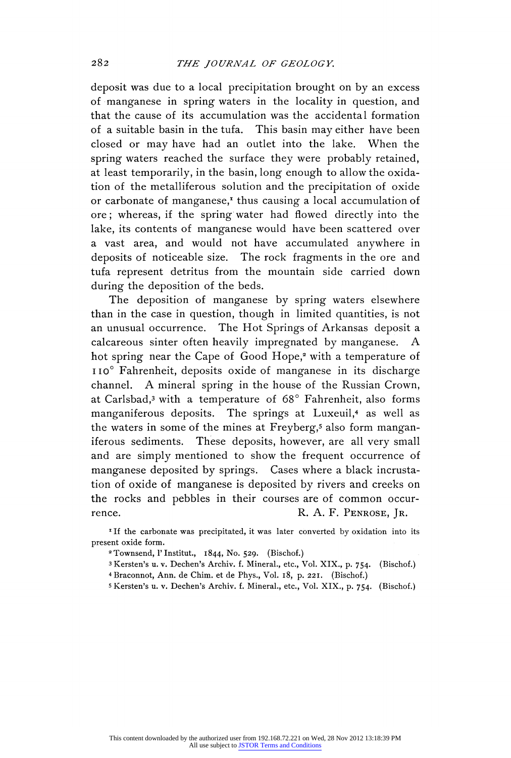deposit was due to a local precipitation brought on by an excess of manganese in spring waters in the locality in question, and that the cause of its accumulation was the accidental formation of a suitable basin in the tufa. This basin may either have been closed or may have had an outlet into the lake. When the spring waters reached the surface they were probably retained, at least temporarily, in the basin, long enough to allow the oxidation of the metalliferous solution and the precipitation of oxide or carbonate of manganese,[1] thus causing a local accumulation of ore; whereas, if the spring water had flowed directly into the lake, its contents of manganese would have been scattered over a vast area, and would not have accumulated anywhere in deposits of noticeable size. The rock fragments in the ore and tufa represent detritus from the mountain side carried down during the deposition of the beds.

The deposition of manganese by spring waters elsewhere than in the case in question, though in limited quantities, is not an unusual occurrence. The Hot Springs of Arkansas deposit a calcareous sinter often heavily impregnated by manganese. A hot spring near the Cape of Good Hope,[2] with a temperature of 110° Fahrenheit, deposits oxide of manganese in its discharge channel. A mineral spring in the house of the Russian Crown, at Carlsbad,[3] with a temperature of 68° Fahrenheit, also forms manganiferous deposits. The springs at Luxeuil,[4] as well as the waters in some of the mines at Freyberg,[5] also form manganiferous sediments. These deposits, however, are all very small and are simply mentioned to show the frequent occurrence of manganese deposited by springs. Cases where a black incrustation of oxide of manganese is deposited by rivers and creeks on the rocks and pebbles in their courses are of common occurrence.

R. A. F. Penrose, Jr.

[1] If the carbonate was precipitated, it was later converted by oxidation into its present oxide form.

[2] Townsend, l' Institut., 1844, No. 529. (Bischof.)

[3] Kersten's u. v. Dechen's Archiv. f. Mineral., etc., Vol. XIX., p. 754. (Bischof.)

[4] Braconnot, Ann. de Chim. et de Phys., Vol. 18, p. 221. (Bischof.)

[5] Kersten's u. v. Dechen's Archiv. f. Mineral., etc., Vol. XIX., p. 754. (Bischof.)